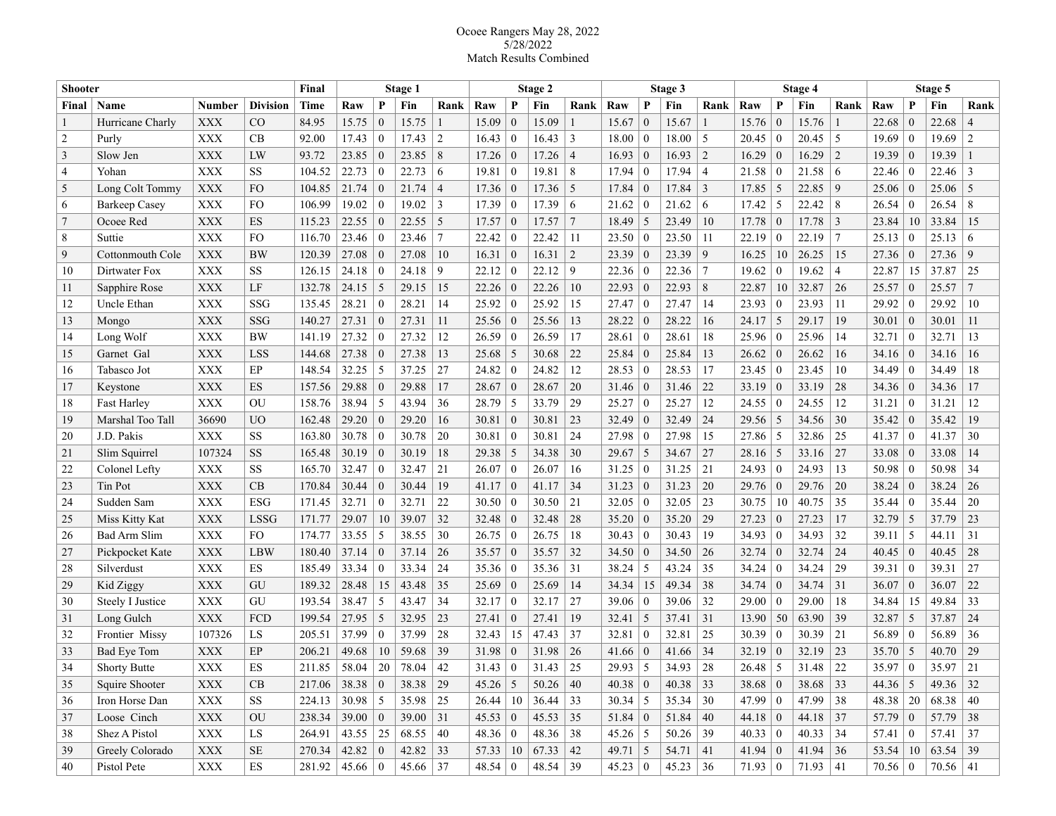Ocoee Rangers May 28, 2022
5/28/2022
Match Results Combined

| Shooter | | | | Final | Stage 1 | | | | Stage 2 | | | | Stage 3 | | | | Stage 4 | | | | Stage 5 | | | |
|---|---|---|---|---|---|---|---|---|---|---|---|---|---|---|---|---|---|---|---|---|---|---|---|---|
| Final | Name | Number | Division | Time | Raw | P | Fin | Rank | Raw | P | Fin | Rank | Raw | P | Fin | Rank | Raw | P | Fin | Rank | Raw | P | Fin | Rank |
| 1 | Hurricane Charly | XXX | CO | 84.95 | 15.75 | 0 | 15.75 | 1 | 15.09 | 0 | 15.09 | 1 | 15.67 | 0 | 15.67 | 1 | 15.76 | 0 | 15.76 | 1 | 22.68 | 0 | 22.68 | 4 |
| 2 | Purly | XXX | CB | 92.00 | 17.43 | 0 | 17.43 | 2 | 16.43 | 0 | 16.43 | 3 | 18.00 | 0 | 18.00 | 5 | 20.45 | 0 | 20.45 | 5 | 19.69 | 0 | 19.69 | 2 |
| 3 | Slow Jen | XXX | LW | 93.72 | 23.85 | 0 | 23.85 | 8 | 17.26 | 0 | 17.26 | 4 | 16.93 | 0 | 16.93 | 2 | 16.29 | 0 | 16.29 | 2 | 19.39 | 0 | 19.39 | 1 |
| 4 | Yohan | XXX | SS | 104.52 | 22.73 | 0 | 22.73 | 6 | 19.81 | 0 | 19.81 | 8 | 17.94 | 0 | 17.94 | 4 | 21.58 | 0 | 21.58 | 6 | 22.46 | 0 | 22.46 | 3 |
| 5 | Long Colt Tommy | XXX | FO | 104.85 | 21.74 | 0 | 21.74 | 4 | 17.36 | 0 | 17.36 | 5 | 17.84 | 0 | 17.84 | 3 | 17.85 | 5 | 22.85 | 9 | 25.06 | 0 | 25.06 | 5 |
| 6 | Barkeep Casey | XXX | FO | 106.99 | 19.02 | 0 | 19.02 | 3 | 17.39 | 0 | 17.39 | 6 | 21.62 | 0 | 21.62 | 6 | 17.42 | 5 | 22.42 | 8 | 26.54 | 0 | 26.54 | 8 |
| 7 | Ocoee Red | XXX | ES | 115.23 | 22.55 | 0 | 22.55 | 5 | 17.57 | 0 | 17.57 | 7 | 18.49 | 5 | 23.49 | 10 | 17.78 | 0 | 17.78 | 3 | 23.84 | 10 | 33.84 | 15 |
| 8 | Suttie | XXX | FO | 116.70 | 23.46 | 0 | 23.46 | 7 | 22.42 | 0 | 22.42 | 11 | 23.50 | 0 | 23.50 | 11 | 22.19 | 0 | 22.19 | 7 | 25.13 | 0 | 25.13 | 6 |
| 9 | Cottonmouth Cole | XXX | BW | 120.39 | 27.08 | 0 | 27.08 | 10 | 16.31 | 0 | 16.31 | 2 | 23.39 | 0 | 23.39 | 9 | 16.25 | 10 | 26.25 | 15 | 27.36 | 0 | 27.36 | 9 |
| 10 | Dirtwater Fox | XXX | SS | 126.15 | 24.18 | 0 | 24.18 | 9 | 22.12 | 0 | 22.12 | 9 | 22.36 | 0 | 22.36 | 7 | 19.62 | 0 | 19.62 | 4 | 22.87 | 15 | 37.87 | 25 |
| 11 | Sapphire Rose | XXX | LF | 132.78 | 24.15 | 5 | 29.15 | 15 | 22.26 | 0 | 22.26 | 10 | 22.93 | 0 | 22.93 | 8 | 22.87 | 10 | 32.87 | 26 | 25.57 | 0 | 25.57 | 7 |
| 12 | Uncle Ethan | XXX | SSG | 135.45 | 28.21 | 0 | 28.21 | 14 | 25.92 | 0 | 25.92 | 15 | 27.47 | 0 | 27.47 | 14 | 23.93 | 0 | 23.93 | 11 | 29.92 | 0 | 29.92 | 10 |
| 13 | Mongo | XXX | SSG | 140.27 | 27.31 | 0 | 27.31 | 11 | 25.56 | 0 | 25.56 | 13 | 28.22 | 0 | 28.22 | 16 | 24.17 | 5 | 29.17 | 19 | 30.01 | 0 | 30.01 | 11 |
| 14 | Long Wolf | XXX | BW | 141.19 | 27.32 | 0 | 27.32 | 12 | 26.59 | 0 | 26.59 | 17 | 28.61 | 0 | 28.61 | 18 | 25.96 | 0 | 25.96 | 14 | 32.71 | 0 | 32.71 | 13 |
| 15 | Garnet Gal | XXX | LSS | 144.68 | 27.38 | 0 | 27.38 | 13 | 25.68 | 5 | 30.68 | 22 | 25.84 | 0 | 25.84 | 13 | 26.62 | 0 | 26.62 | 16 | 34.16 | 0 | 34.16 | 16 |
| 16 | Tabasco Jot | XXX | EP | 148.54 | 32.25 | 5 | 37.25 | 27 | 24.82 | 0 | 24.82 | 12 | 28.53 | 0 | 28.53 | 17 | 23.45 | 0 | 23.45 | 10 | 34.49 | 0 | 34.49 | 18 |
| 17 | Keystone | XXX | ES | 157.56 | 29.88 | 0 | 29.88 | 17 | 28.67 | 0 | 28.67 | 20 | 31.46 | 0 | 31.46 | 22 | 33.19 | 0 | 33.19 | 28 | 34.36 | 0 | 34.36 | 17 |
| 18 | Fast Harley | XXX | OU | 158.76 | 38.94 | 5 | 43.94 | 36 | 28.79 | 5 | 33.79 | 29 | 25.27 | 0 | 25.27 | 12 | 24.55 | 0 | 24.55 | 12 | 31.21 | 0 | 31.21 | 12 |
| 19 | Marshal Too Tall | 36690 | UO | 162.48 | 29.20 | 0 | 29.20 | 16 | 30.81 | 0 | 30.81 | 23 | 32.49 | 0 | 32.49 | 24 | 29.56 | 5 | 34.56 | 30 | 35.42 | 0 | 35.42 | 19 |
| 20 | J.D. Pakis | XXX | SS | 163.80 | 30.78 | 0 | 30.78 | 20 | 30.81 | 0 | 30.81 | 24 | 27.98 | 0 | 27.98 | 15 | 27.86 | 5 | 32.86 | 25 | 41.37 | 0 | 41.37 | 30 |
| 21 | Slim Squirrel | 107324 | SS | 165.48 | 30.19 | 0 | 30.19 | 18 | 29.38 | 5 | 34.38 | 30 | 29.67 | 5 | 34.67 | 27 | 28.16 | 5 | 33.16 | 27 | 33.08 | 0 | 33.08 | 14 |
| 22 | Colonel Lefty | XXX | SS | 165.70 | 32.47 | 0 | 32.47 | 21 | 26.07 | 0 | 26.07 | 16 | 31.25 | 0 | 31.25 | 21 | 24.93 | 0 | 24.93 | 13 | 50.98 | 0 | 50.98 | 34 |
| 23 | Tin Pot | XXX | CB | 170.84 | 30.44 | 0 | 30.44 | 19 | 41.17 | 0 | 41.17 | 34 | 31.23 | 0 | 31.23 | 20 | 29.76 | 0 | 29.76 | 20 | 38.24 | 0 | 38.24 | 26 |
| 24 | Sudden Sam | XXX | ESG | 171.45 | 32.71 | 0 | 32.71 | 22 | 30.50 | 0 | 30.50 | 21 | 32.05 | 0 | 32.05 | 23 | 30.75 | 10 | 40.75 | 35 | 35.44 | 0 | 35.44 | 20 |
| 25 | Miss Kitty Kat | XXX | LSSG | 171.77 | 29.07 | 10 | 39.07 | 32 | 32.48 | 0 | 32.48 | 28 | 35.20 | 0 | 35.20 | 29 | 27.23 | 0 | 27.23 | 17 | 32.79 | 5 | 37.79 | 23 |
| 26 | Bad Arm Slim | XXX | FO | 174.77 | 33.55 | 5 | 38.55 | 30 | 26.75 | 0 | 26.75 | 18 | 30.43 | 0 | 30.43 | 19 | 34.93 | 0 | 34.93 | 32 | 39.11 | 5 | 44.11 | 31 |
| 27 | Pickpocket Kate | XXX | LBW | 180.40 | 37.14 | 0 | 37.14 | 26 | 35.57 | 0 | 35.57 | 32 | 34.50 | 0 | 34.50 | 26 | 32.74 | 0 | 32.74 | 24 | 40.45 | 0 | 40.45 | 28 |
| 28 | Silverdust | XXX | ES | 185.49 | 33.34 | 0 | 33.34 | 24 | 35.36 | 0 | 35.36 | 31 | 38.24 | 5 | 43.24 | 35 | 34.24 | 0 | 34.24 | 29 | 39.31 | 0 | 39.31 | 27 |
| 29 | Kid Ziggy | XXX | GU | 189.32 | 28.48 | 15 | 43.48 | 35 | 25.69 | 0 | 25.69 | 14 | 34.34 | 15 | 49.34 | 38 | 34.74 | 0 | 34.74 | 31 | 36.07 | 0 | 36.07 | 22 |
| 30 | Steely I Justice | XXX | GU | 193.54 | 38.47 | 5 | 43.47 | 34 | 32.17 | 0 | 32.17 | 27 | 39.06 | 0 | 39.06 | 32 | 29.00 | 0 | 29.00 | 18 | 34.84 | 15 | 49.84 | 33 |
| 31 | Long Gulch | XXX | FCD | 199.54 | 27.95 | 5 | 32.95 | 23 | 27.41 | 0 | 27.41 | 19 | 32.41 | 5 | 37.41 | 31 | 13.90 | 50 | 63.90 | 39 | 32.87 | 5 | 37.87 | 24 |
| 32 | Frontier Missy | 107326 | LS | 205.51 | 37.99 | 0 | 37.99 | 28 | 32.43 | 15 | 47.43 | 37 | 32.81 | 0 | 32.81 | 25 | 30.39 | 0 | 30.39 | 21 | 56.89 | 0 | 56.89 | 36 |
| 33 | Bad Eye Tom | XXX | EP | 206.21 | 49.68 | 10 | 59.68 | 39 | 31.98 | 0 | 31.98 | 26 | 41.66 | 0 | 41.66 | 34 | 32.19 | 0 | 32.19 | 23 | 35.70 | 5 | 40.70 | 29 |
| 34 | Shorty Butte | XXX | ES | 211.85 | 58.04 | 20 | 78.04 | 42 | 31.43 | 0 | 31.43 | 25 | 29.93 | 5 | 34.93 | 28 | 26.48 | 5 | 31.48 | 22 | 35.97 | 0 | 35.97 | 21 |
| 35 | Squire Shooter | XXX | CB | 217.06 | 38.38 | 0 | 38.38 | 29 | 45.26 | 5 | 50.26 | 40 | 40.38 | 0 | 40.38 | 33 | 38.68 | 0 | 38.68 | 33 | 44.36 | 5 | 49.36 | 32 |
| 36 | Iron Horse Dan | XXX | SS | 224.13 | 30.98 | 5 | 35.98 | 25 | 26.44 | 10 | 36.44 | 33 | 30.34 | 5 | 35.34 | 30 | 47.99 | 0 | 47.99 | 38 | 48.38 | 20 | 68.38 | 40 |
| 37 | Loose Cinch | XXX | OU | 238.34 | 39.00 | 0 | 39.00 | 31 | 45.53 | 0 | 45.53 | 35 | 51.84 | 0 | 51.84 | 40 | 44.18 | 0 | 44.18 | 37 | 57.79 | 0 | 57.79 | 38 |
| 38 | Shez A Pistol | XXX | LS | 264.91 | 43.55 | 25 | 68.55 | 40 | 48.36 | 0 | 48.36 | 38 | 45.26 | 5 | 50.26 | 39 | 40.33 | 0 | 40.33 | 34 | 57.41 | 0 | 57.41 | 37 |
| 39 | Greely Colorado | XXX | SE | 270.34 | 42.82 | 0 | 42.82 | 33 | 57.33 | 10 | 67.33 | 42 | 49.71 | 5 | 54.71 | 41 | 41.94 | 0 | 41.94 | 36 | 53.54 | 10 | 63.54 | 39 |
| 40 | Pistol Pete | XXX | ES | 281.92 | 45.66 | 0 | 45.66 | 37 | 48.54 | 0 | 48.54 | 39 | 45.23 | 0 | 45.23 | 36 | 71.93 | 0 | 71.93 | 41 | 70.56 | 0 | 70.56 | 41 |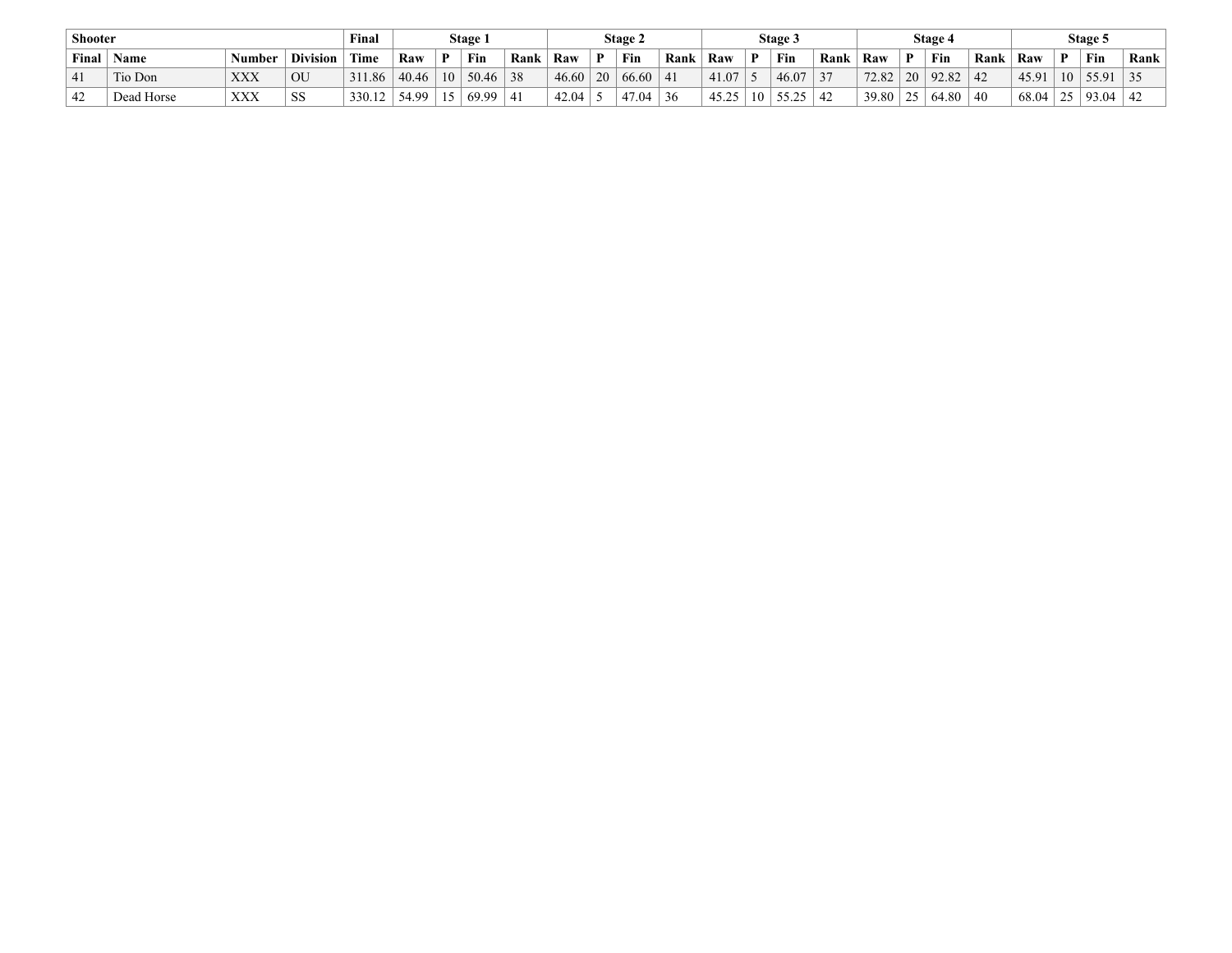| Shooter | | | | Final | Stage 1 | | | | Stage 2 | | | | Stage 3 | | | | Stage 4 | | | | Stage 5 | | | |
|---|---|---|---|---|---|---|---|---|---|---|---|---|---|---|---|---|---|---|---|---|---|---|---|---|
| Final | Name | Number | Division | Time | Raw | P | Fin | Rank | Raw | P | Fin | Rank | Raw | P | Fin | Rank | Raw | P | Fin | Rank | Raw | P | Fin | Rank |
| 41 | Tio Don | XXX | OU | 311.86 | 40.46 | 10 | 50.46 | 38 | 46.60 | 20 | 66.60 | 41 | 41.07 | 5 | 46.07 | 37 | 72.82 | 20 | 92.82 | 42 | 45.91 | 10 | 55.91 | 35 |
| 42 | Dead Horse | XXX | SS | 330.12 | 54.99 | 15 | 69.99 | 41 | 42.04 | 5 | 47.04 | 36 | 45.25 | 10 | 55.25 | 42 | 39.80 | 25 | 64.80 | 40 | 68.04 | 25 | 93.04 | 42 |